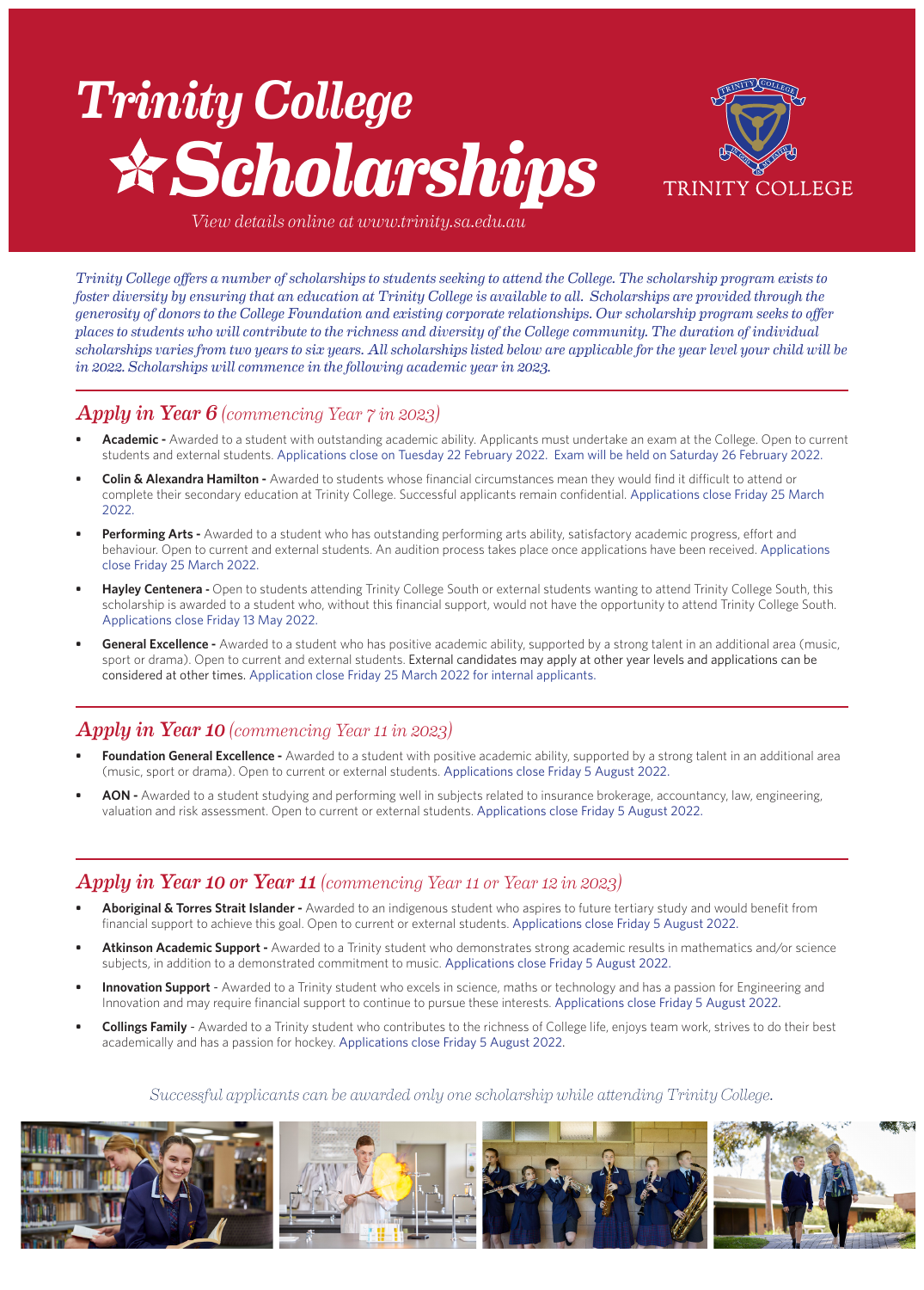# Trinity College Scholarships

TRINITY COLLEGE

*View details online at www.trinity.sa.edu.au*

*Trinity College offers a number of scholarships to students seeking to attend the College. The scholarship program exists to foster diversity by ensuring that an education at Trinity College is available to all. Scholarships are provided through the generosity of donors to the College Foundation and existing corporate relationships. Our scholarship program seeks to offer places to students who will contribute to the richness and diversity of the College community. The duration of individual scholarships varies from two years to six years. All scholarships listed below are applicable for the year level your child will be in 2022. Scholarships will commence in the following academic year in 2023.*

## *Apply in Year 6 (commencing Year 7 in 2023)*

- **Academic -** Awarded to a student with outstanding academic ability. Applicants must undertake an exam at the College. Open to current students and external students. Applications close on Tuesday 22 February 2022. Exam will be held on Saturday 26 February 2022.
- **Colin & Alexandra Hamilton -** Awarded to students whose financial circumstances mean they would find it difficult to attend or complete their secondary education at Trinity College. Successful applicants remain confidential. Applications close Friday 25 March 2022.
- **Performing Arts -** Awarded to a student who has outstanding performing arts ability, satisfactory academic progress, effort and behaviour. Open to current and external students. An audition process takes place once applications have been received. Applications close Friday 25 March 2022.
- **Hayley Centenera -** Open to students attending Trinity College South or external students wanting to attend Trinity College South, this scholarship is awarded to a student who, without this financial support, would not have the opportunity to attend Trinity College South. Applications close Friday 13 May 2022.
- **General Excellence -** Awarded to a student who has positive academic ability, supported by a strong talent in an additional area (music, sport or drama). Open to current and external students. External candidates may apply at other year levels and applications can be considered at other times. Application close Friday 25 March 2022 for internal applicants.

## *Apply in Year 10 (commencing Year 11 in 2023)*

- **Foundation General Excellence -** Awarded to a student with positive academic ability, supported by a strong talent in an additional area (music, sport or drama). Open to current or external students. Applications close Friday 5 August 2022.
- **AON -** Awarded to a student studying and performing well in subjects related to insurance brokerage, accountancy, law, engineering, valuation and risk assessment. Open to current or external students. Applications close Friday 5 August 2022.

## *Apply in Year 10 or Year 11 (commencing Year 11 or Year 12 in 2023)*

- **Aboriginal & Torres Strait Islander -** Awarded to an indigenous student who aspires to future tertiary study and would benefit from financial support to achieve this goal. Open to current or external students. Applications close Friday 5 August 2022.
- **Atkinson Academic Support -** Awarded to a Trinity student who demonstrates strong academic results in mathematics and/or science subjects, in addition to a demonstrated commitment to music. Applications close Friday 5 August 2022.
- **Innovation Support** - Awarded to a Trinity student who excels in science, maths or technology and has a passion for Engineering and Innovation and may require financial support to continue to pursue these interests. Applications close Friday 5 August 2022.
- **Collings Family** - Awarded to a Trinity student who contributes to the richness of College life, enjoys team work, strives to do their best academically and has a passion for hockey. Applications close Friday 5 August 2022.

*Successful applicants can be awarded only one scholarship while attending Trinity College.*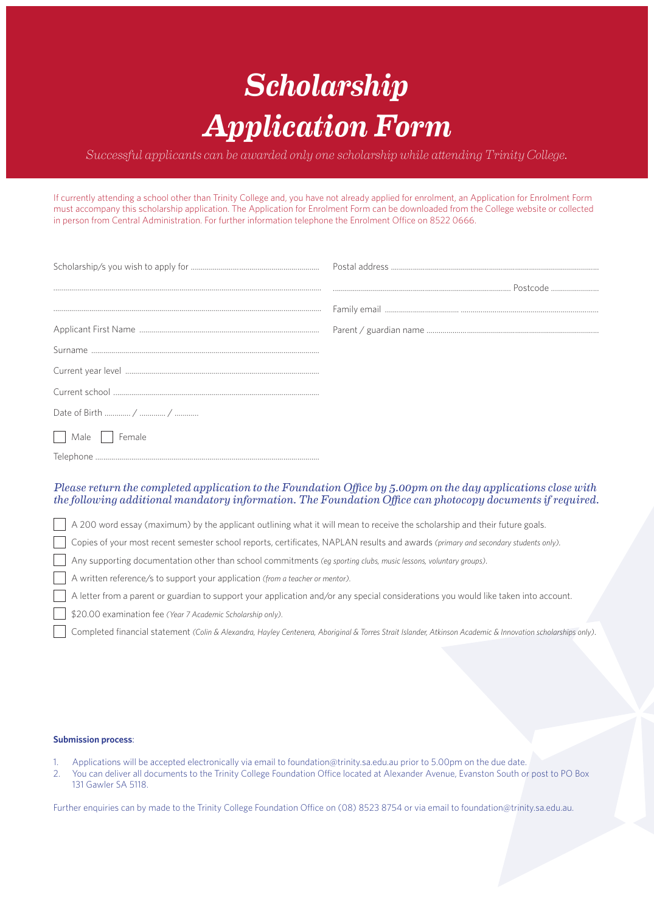# *Scholarship Application Form*

*Successful applicants can be awarded only one scholarship while attending Trinity College.*

If currently attending a school other than Trinity College and, you have not already applied for enrolment, an Application for Enrolment Form must accompany this scholarship application. The Application for Enrolment Form can be downloaded from the College website or collected in person from Central Administration. For further information telephone the Enrolment Office on 8522 0666.

Scholarship/s you wish to apply for ................................................................

...................................................................................................................

...................................................................................................................

Applicant First Name ..........................................................................

Surname ..................................................................................................

Current year level ..................................................................................

Current school ........................................................................................

Date of Birth ............. / ............ / ............

☐ Male ☐ Female

Telephone ................................................................................................

Postal address ........................................................................................

......................................................................... Postcode ........................

Family email ..................................... ....................................................

Parent / guardian name .......................................................................

*Please return the completed application to the Foundation Office by 5.00pm on the day applications close with the following additional mandatory information. The Foundation Office can photocopy documents if required.*

- ☐ A 200 word essay (maximum) by the applicant outlining what it will mean to receive the scholarship and their future goals.
- ☐ Copies of your most recent semester school reports, certificates, NAPLAN results and awards *(primary and secondary students only)*.
- ☐ Any supporting documentation other than school commitments *(eg sporting clubs, music lessons, voluntary groups)*.
- ☐ A written reference/s to support your application *(from a teacher or mentor)*.
- ☐ A letter from a parent or guardian to support your application and/or any special considerations you would like taken into account.
- ☐ $20.00 examination fee *(Year 7 Academic Scholarship only)*.
- ☐ Completed financial statement *(Colin & Alexandra, Hayley Centenera, Aboriginal & Torres Strait Islander, Atkinson Academic & Innovation scholarships only)*.

**Submission process**:

1. Applications will be accepted electronically via email to foundation@trinity.sa.edu.au prior to 5.00pm on the due date.
2. You can deliver all documents to the Trinity College Foundation Office located at Alexander Avenue, Evanston South or post to PO Box 131 Gawler SA 5118.

Further enquiries can by made to the Trinity College Foundation Office on (08) 8523 8754 or via email to foundation@trinity.sa.edu.au.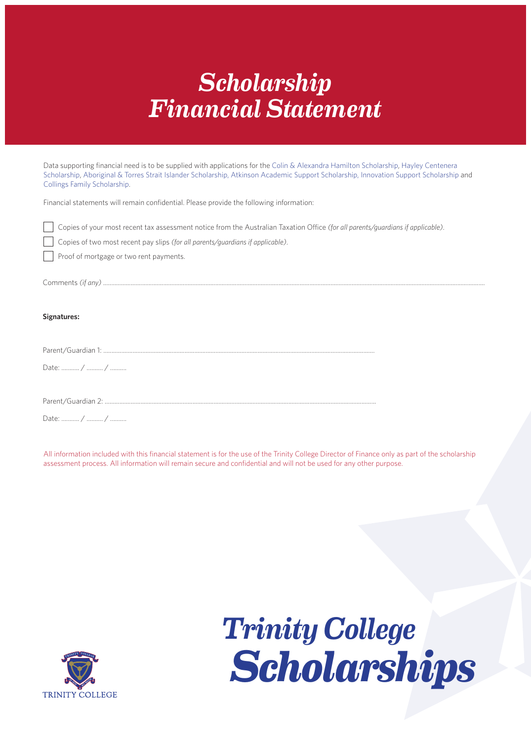# Scholarship Financial Statement

Data supporting financial need is to be supplied with applications for the Colin & Alexandra Hamilton Scholarship, Hayley Centenera Scholarship, Aboriginal & Torres Strait Islander Scholarship, Atkinson Academic Support Scholarship, Innovation Support Scholarship and Collings Family Scholarship.

Financial statements will remain confidential. Please provide the following information:

- [ ] Copies of your most recent tax assessment notice from the Australian Taxation Office *(for all parents/guardians if applicable)*.
- [ ] Copies of two most recent pay slips *(for all parents/guardians if applicable)*.
- [ ] Proof of mortgage or two rent payments.

Comments *(if any)* ..........................................................................................................................................................................................................

**Signatures:**

Parent/Guardian 1: ..........................................................................................................................................................

Date: .......... / .......... / ..........

Parent/Guardian 2: ..........................................................................................................................................................

Date: .......... / .......... / ..........

All information included with this financial statement is for the use of the Trinity College Director of Finance only as part of the scholarship assessment process. All information will remain secure and confidential and will not be used for any other purpose.

TRINITY COLLEGE

Trinity College **Scholarships**